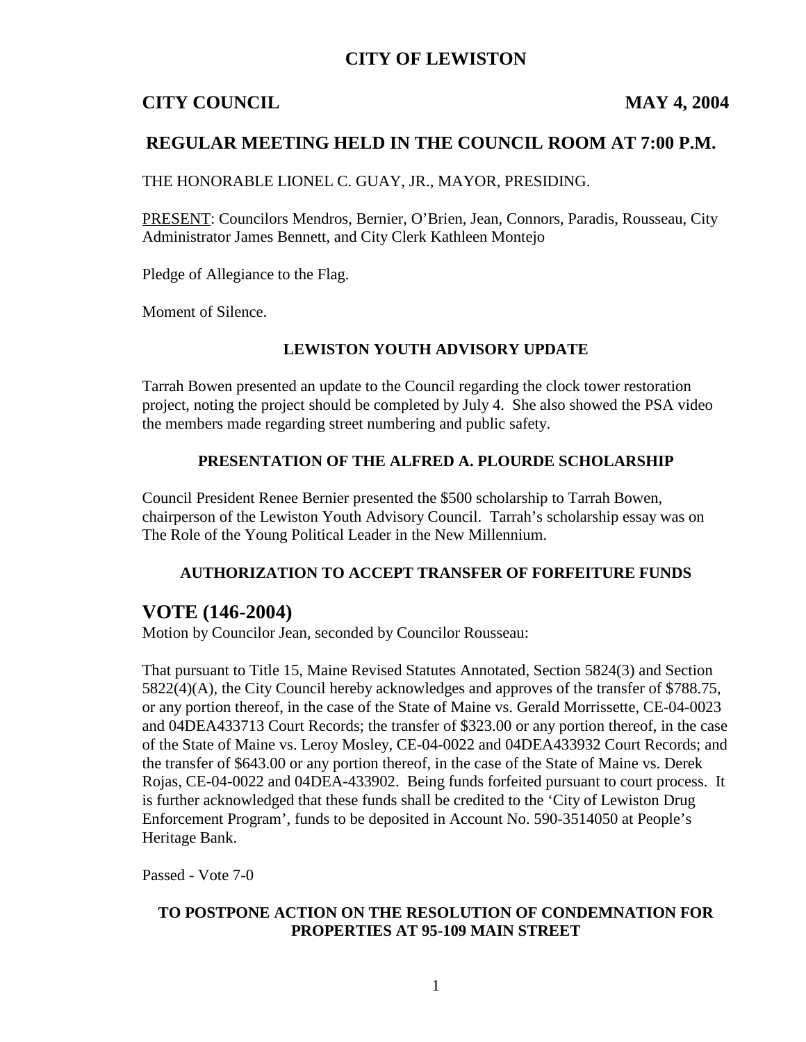# CITY OF LEWISTON

**CITY COUNCIL** **MAY 4, 2004**

## REGULAR MEETING HELD IN THE COUNCIL ROOM AT 7:00 P.M.

THE HONORABLE LIONEL C. GUAY, JR., MAYOR, PRESIDING.

PRESENT: Councilors Mendros, Bernier, O'Brien, Jean, Connors, Paradis, Rousseau, City Administrator James Bennett, and City Clerk Kathleen Montejo

Pledge of Allegiance to the Flag.

Moment of Silence.

### LEWISTON YOUTH ADVISORY UPDATE

Tarrah Bowen presented an update to the Council regarding the clock tower restoration project, noting the project should be completed by July 4. She also showed the PSA video the members made regarding street numbering and public safety.

### PRESENTATION OF THE ALFRED A. PLOURDE SCHOLARSHIP

Council President Renee Bernier presented the $500 scholarship to Tarrah Bowen, chairperson of the Lewiston Youth Advisory Council. Tarrah's scholarship essay was on The Role of the Young Political Leader in the New Millennium.

### AUTHORIZATION TO ACCEPT TRANSFER OF FORFEITURE FUNDS

## VOTE (146-2004)

Motion by Councilor Jean, seconded by Councilor Rousseau:

That pursuant to Title 15, Maine Revised Statutes Annotated, Section 5824(3) and Section 5822(4)(A), the City Council hereby acknowledges and approves of the transfer of $788.75, or any portion thereof, in the case of the State of Maine vs. Gerald Morrissette, CE-04-0023 and 04DEA433713 Court Records; the transfer of $323.00 or any portion thereof, in the case of the State of Maine vs. Leroy Mosley, CE-04-0022 and 04DEA433932 Court Records; and the transfer of $643.00 or any portion thereof, in the case of the State of Maine vs. Derek Rojas, CE-04-0022 and 04DEA-433902. Being funds forfeited pursuant to court process. It is further acknowledged that these funds shall be credited to the 'City of Lewiston Drug Enforcement Program', funds to be deposited in Account No. 590-3514050 at People's Heritage Bank.

Passed - Vote 7-0

### TO POSTPONE ACTION ON THE RESOLUTION OF CONDEMNATION FOR PROPERTIES AT 95-109 MAIN STREET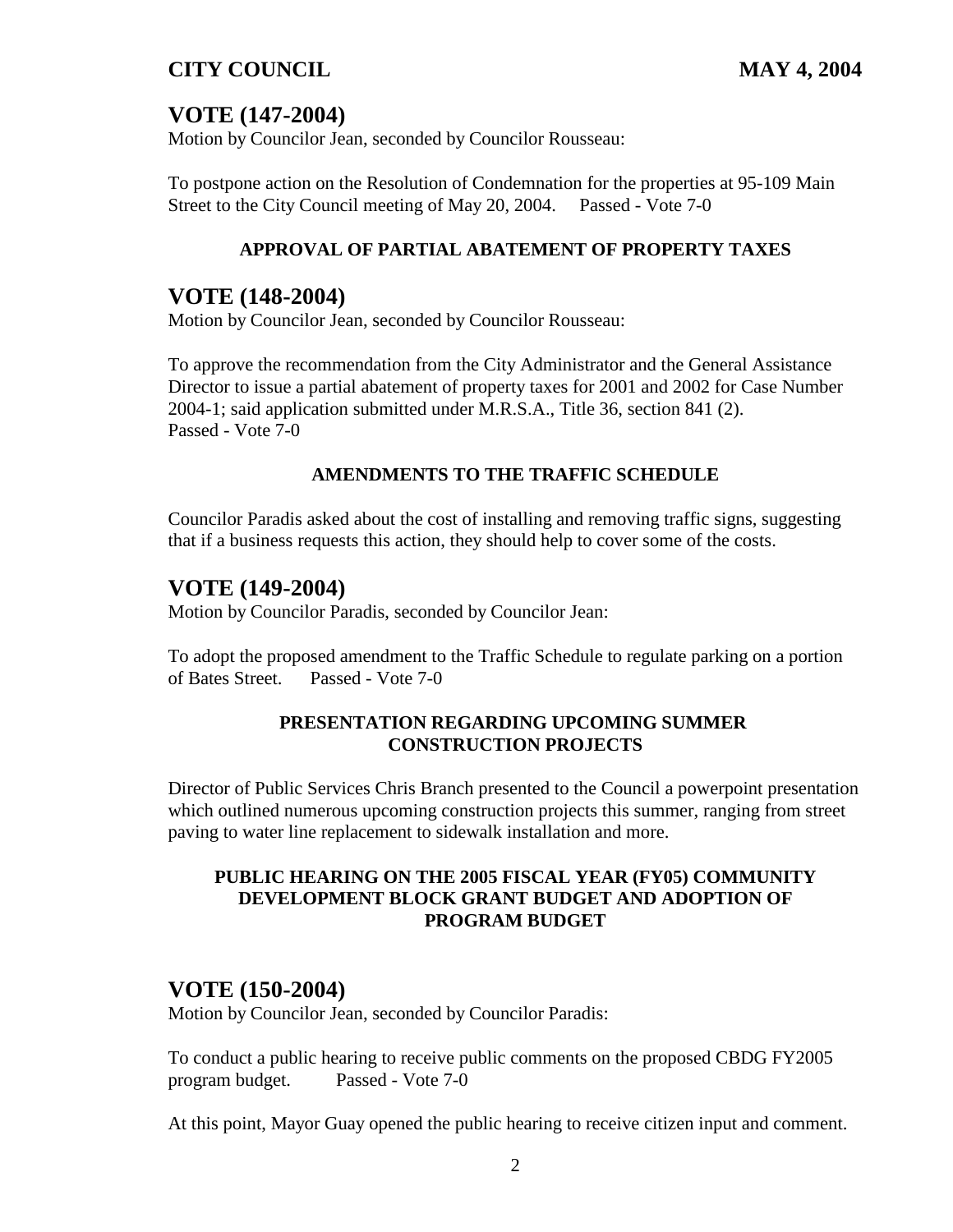## VOTE (147-2004)

Motion by Councilor Jean, seconded by Councilor Rousseau:

To postpone action on the Resolution of Condemnation for the properties at 95-109 Main Street to the City Council meeting of May 20, 2004. Passed - Vote 7-0

**APPROVAL OF PARTIAL ABATEMENT OF PROPERTY TAXES**

## VOTE (148-2004)

Motion by Councilor Jean, seconded by Councilor Rousseau:

To approve the recommendation from the City Administrator and the General Assistance Director to issue a partial abatement of property taxes for 2001 and 2002 for Case Number 2004-1; said application submitted under M.R.S.A., Title 36, section 841 (2).
Passed - Vote 7-0

**AMENDMENTS TO THE TRAFFIC SCHEDULE**

Councilor Paradis asked about the cost of installing and removing traffic signs, suggesting that if a business requests this action, they should help to cover some of the costs.

## VOTE (149-2004)

Motion by Councilor Paradis, seconded by Councilor Jean:

To adopt the proposed amendment to the Traffic Schedule to regulate parking on a portion of Bates Street. Passed - Vote 7-0

**PRESENTATION REGARDING UPCOMING SUMMER CONSTRUCTION PROJECTS**

Director of Public Services Chris Branch presented to the Council a powerpoint presentation which outlined numerous upcoming construction projects this summer, ranging from street paving to water line replacement to sidewalk installation and more.

**PUBLIC HEARING ON THE 2005 FISCAL YEAR (FY05) COMMUNITY DEVELOPMENT BLOCK GRANT BUDGET AND ADOPTION OF PROGRAM BUDGET**

## VOTE (150-2004)

Motion by Councilor Jean, seconded by Councilor Paradis:

To conduct a public hearing to receive public comments on the proposed CBDG FY2005 program budget. Passed - Vote 7-0

At this point, Mayor Guay opened the public hearing to receive citizen input and comment.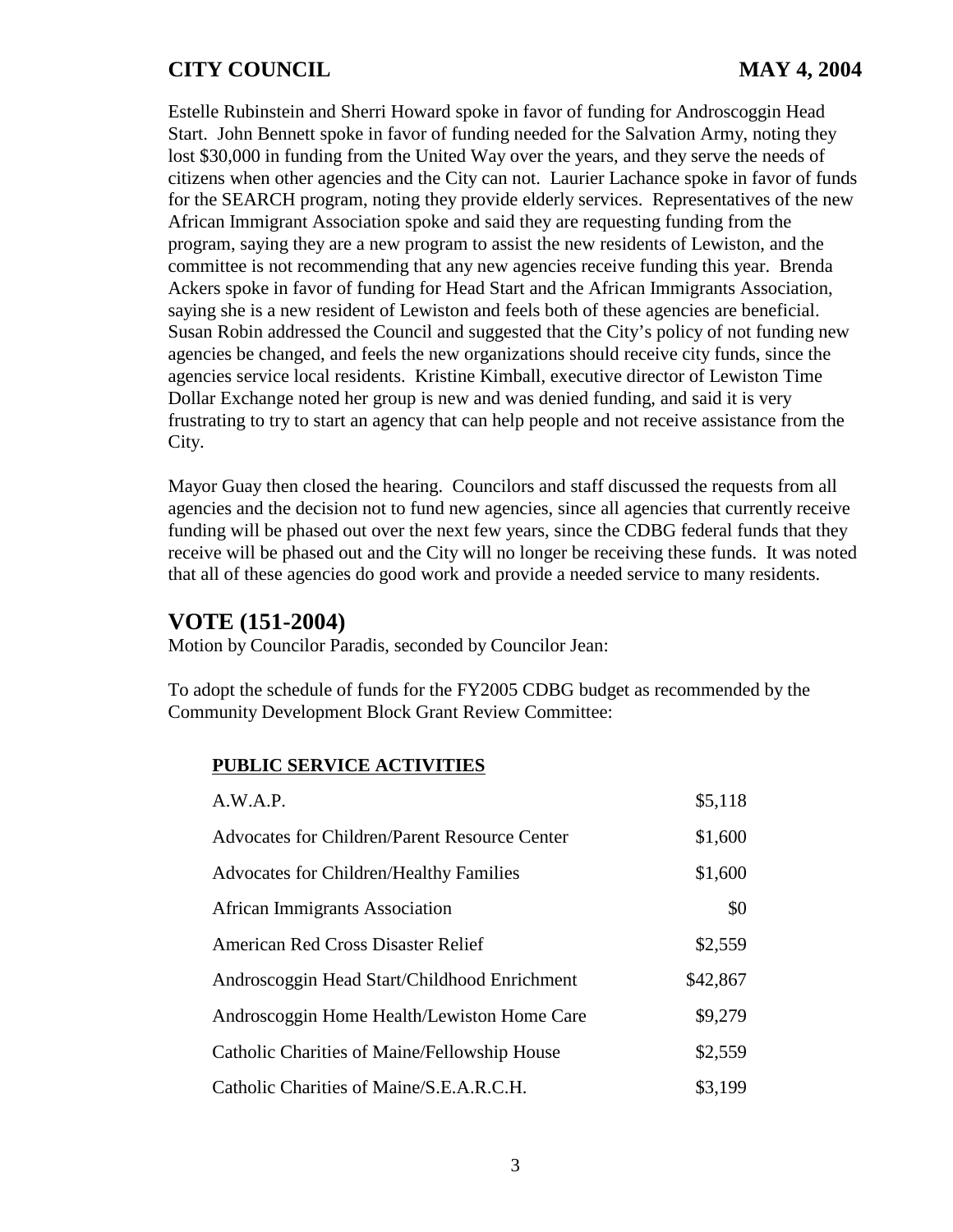Estelle Rubinstein and Sherri Howard spoke in favor of funding for Androscoggin Head Start. John Bennett spoke in favor of funding needed for the Salvation Army, noting they lost $30,000 in funding from the United Way over the years, and they serve the needs of citizens when other agencies and the City can not. Laurier Lachance spoke in favor of funds for the SEARCH program, noting they provide elderly services. Representatives of the new African Immigrant Association spoke and said they are requesting funding from the program, saying they are a new program to assist the new residents of Lewiston, and the committee is not recommending that any new agencies receive funding this year. Brenda Ackers spoke in favor of funding for Head Start and the African Immigrants Association, saying she is a new resident of Lewiston and feels both of these agencies are beneficial. Susan Robin addressed the Council and suggested that the City's policy of not funding new agencies be changed, and feels the new organizations should receive city funds, since the agencies service local residents. Kristine Kimball, executive director of Lewiston Time Dollar Exchange noted her group is new and was denied funding, and said it is very frustrating to try to start an agency that can help people and not receive assistance from the City.

Mayor Guay then closed the hearing. Councilors and staff discussed the requests from all agencies and the decision not to fund new agencies, since all agencies that currently receive funding will be phased out over the next few years, since the CDBG federal funds that they receive will be phased out and the City will no longer be receiving these funds. It was noted that all of these agencies do good work and provide a needed service to many residents.

## VOTE (151-2004)

Motion by Councilor Paradis, seconded by Councilor Jean:

To adopt the schedule of funds for the FY2005 CDBG budget as recommended by the Community Development Block Grant Review Committee:

**PUBLIC SERVICE ACTIVITIES**

| | |
|---|---|
| A.W.A.P. | $5,118 |
| Advocates for Children/Parent Resource Center | $1,600 |
| Advocates for Children/Healthy Families | $1,600 |
| African Immigrants Association | $0 |
| American Red Cross Disaster Relief | $2,559 |
| Androscoggin Head Start/Childhood Enrichment | $42,867 |
| Androscoggin Home Health/Lewiston Home Care | $9,279 |
| Catholic Charities of Maine/Fellowship House | $2,559 |
| Catholic Charities of Maine/S.E.A.R.C.H. | $3,199 |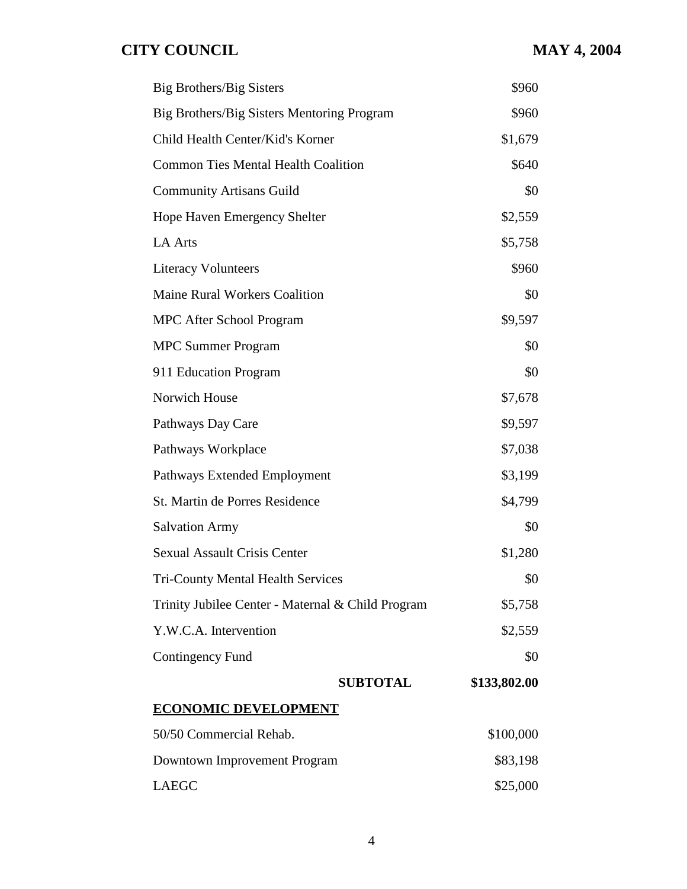| | |
|---|---|
| Big Brothers/Big Sisters | $960 |
| Big Brothers/Big Sisters Mentoring Program | $960 |
| Child Health Center/Kid's Korner | $1,679 |
| Common Ties Mental Health Coalition | $640 |
| Community Artisans Guild | $0 |
| Hope Haven Emergency Shelter | $2,559 |
| LA Arts | $5,758 |
| Literacy Volunteers | $960 |
| Maine Rural Workers Coalition | $0 |
| MPC After School Program | $9,597 |
| MPC Summer Program | $0 |
| 911 Education Program | $0 |
| Norwich House | $7,678 |
| Pathways Day Care | $9,597 |
| Pathways Workplace | $7,038 |
| Pathways Extended Employment | $3,199 |
| St. Martin de Porres Residence | $4,799 |
| Salvation Army | $0 |
| Sexual Assault Crisis Center | $1,280 |
| Tri-County Mental Health Services | $0 |
| Trinity Jubilee Center - Maternal & Child Program | $5,758 |
| Y.W.C.A. Intervention | $2,559 |
| Contingency Fund | $0 |
| **SUBTOTAL** | **$133,802.00** |

**ECONOMIC DEVELOPMENT**

| | |
|---|---|
| 50/50 Commercial Rehab. | $100,000 |
| Downtown Improvement Program | $83,198 |
| LAEGC | $25,000 |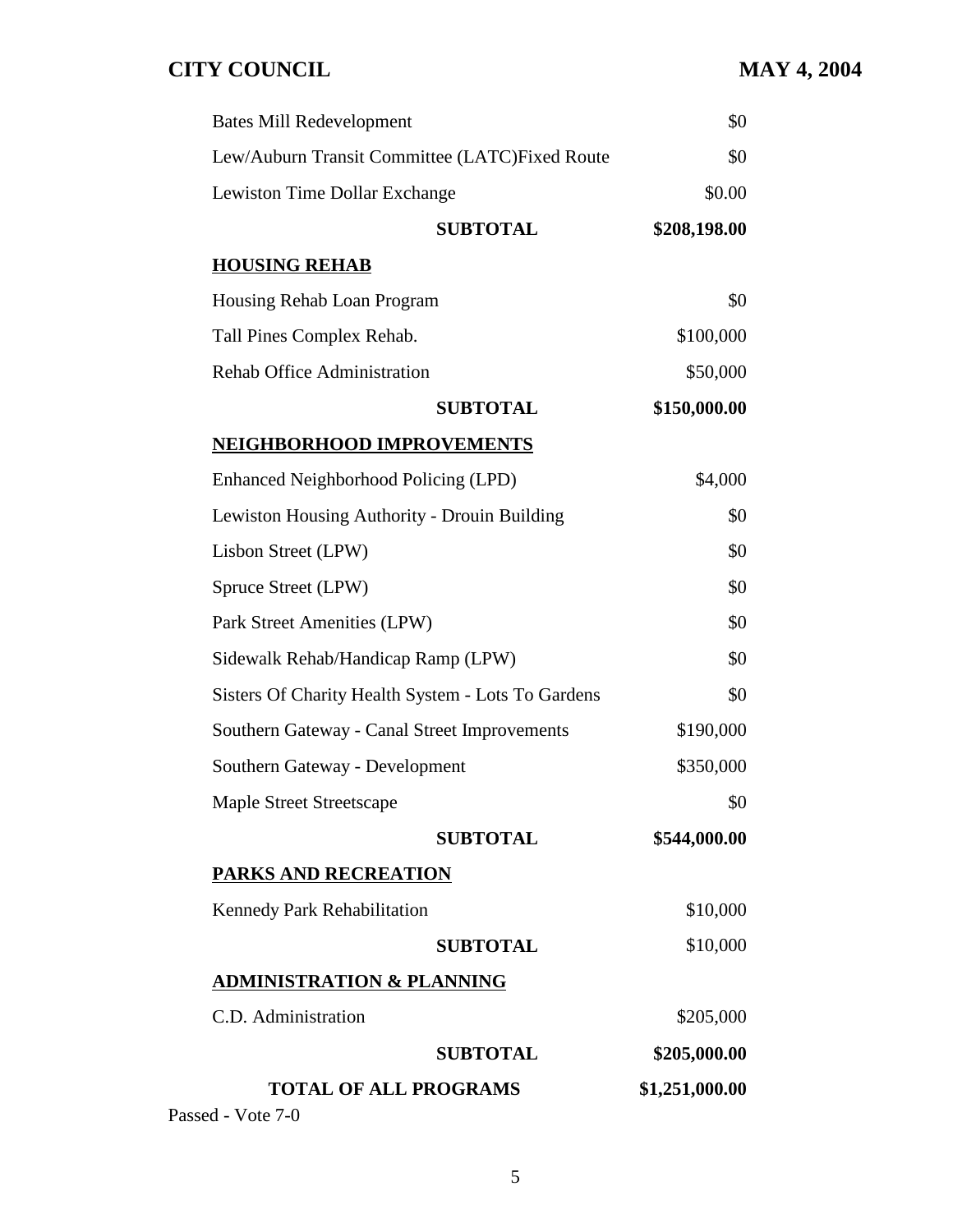| | |
|---|---|
| Bates Mill Redevelopment | $0 |
| Lew/Auburn Transit Committee (LATC)Fixed Route | $0 |
| Lewiston Time Dollar Exchange | $0.00 |
| **SUBTOTAL** | **$208,198.00** |
| **HOUSING REHAB** | |
| Housing Rehab Loan Program | $0 |
| Tall Pines Complex Rehab. | $100,000 |
| Rehab Office Administration | $50,000 |
| **SUBTOTAL** | **$150,000.00** |
| **NEIGHBORHOOD IMPROVEMENTS** | |
| Enhanced Neighborhood Policing (LPD) | $4,000 |
| Lewiston Housing Authority - Drouin Building | $0 |
| Lisbon Street (LPW) | $0 |
| Spruce Street (LPW) | $0 |
| Park Street Amenities (LPW) | $0 |
| Sidewalk Rehab/Handicap Ramp (LPW) | $0 |
| Sisters Of Charity Health System - Lots To Gardens | $0 |
| Southern Gateway - Canal Street Improvements | $190,000 |
| Southern Gateway - Development | $350,000 |
| Maple Street Streetscape | $0 |
| **SUBTOTAL** | **$544,000.00** |
| **PARKS AND RECREATION** | |
| Kennedy Park Rehabilitation | $10,000 |
| **SUBTOTAL** | $10,000 |
| **ADMINISTRATION & PLANNING** | |
| C.D. Administration | $205,000 |
| **SUBTOTAL** | **$205,000.00** |
| **TOTAL OF ALL PROGRAMS** | **$1,251,000.00** |

Passed - Vote 7-0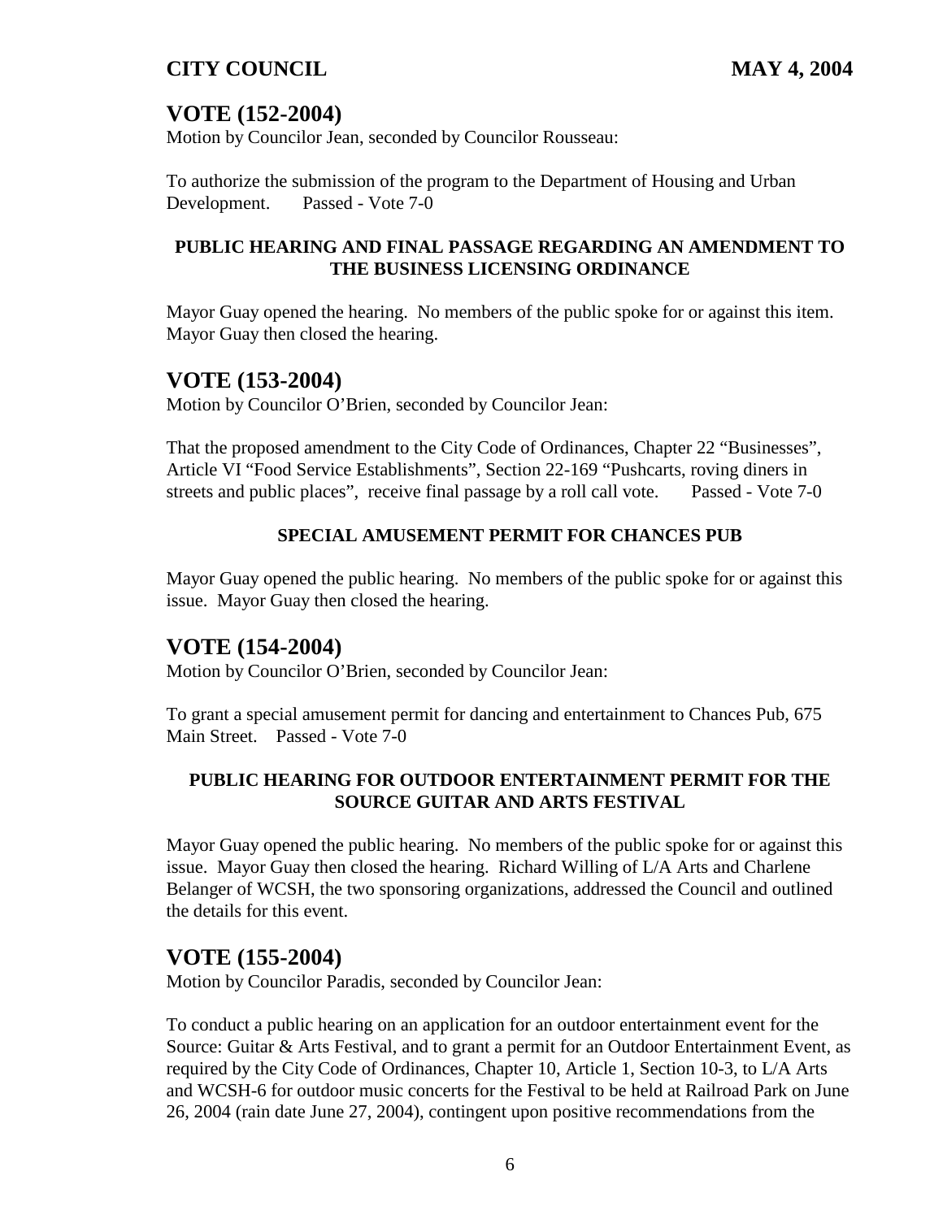## VOTE (152-2004)

Motion by Councilor Jean, seconded by Councilor Rousseau:

To authorize the submission of the program to the Department of Housing and Urban Development. Passed - Vote 7-0

**PUBLIC HEARING AND FINAL PASSAGE REGARDING AN AMENDMENT TO THE BUSINESS LICENSING ORDINANCE**

Mayor Guay opened the hearing. No members of the public spoke for or against this item. Mayor Guay then closed the hearing.

## VOTE (153-2004)

Motion by Councilor O'Brien, seconded by Councilor Jean:

That the proposed amendment to the City Code of Ordinances, Chapter 22 "Businesses", Article VI "Food Service Establishments", Section 22-169 "Pushcarts, roving diners in streets and public places", receive final passage by a roll call vote. Passed - Vote 7-0

**SPECIAL AMUSEMENT PERMIT FOR CHANCES PUB**

Mayor Guay opened the public hearing. No members of the public spoke for or against this issue. Mayor Guay then closed the hearing.

## VOTE (154-2004)

Motion by Councilor O'Brien, seconded by Councilor Jean:

To grant a special amusement permit for dancing and entertainment to Chances Pub, 675 Main Street. Passed - Vote 7-0

**PUBLIC HEARING FOR OUTDOOR ENTERTAINMENT PERMIT FOR THE SOURCE GUITAR AND ARTS FESTIVAL**

Mayor Guay opened the public hearing. No members of the public spoke for or against this issue. Mayor Guay then closed the hearing. Richard Willing of L/A Arts and Charlene Belanger of WCSH, the two sponsoring organizations, addressed the Council and outlined the details for this event.

## VOTE (155-2004)

Motion by Councilor Paradis, seconded by Councilor Jean:

To conduct a public hearing on an application for an outdoor entertainment event for the Source: Guitar & Arts Festival, and to grant a permit for an Outdoor Entertainment Event, as required by the City Code of Ordinances, Chapter 10, Article 1, Section 10-3, to L/A Arts and WCSH-6 for outdoor music concerts for the Festival to be held at Railroad Park on June 26, 2004 (rain date June 27, 2004), contingent upon positive recommendations from the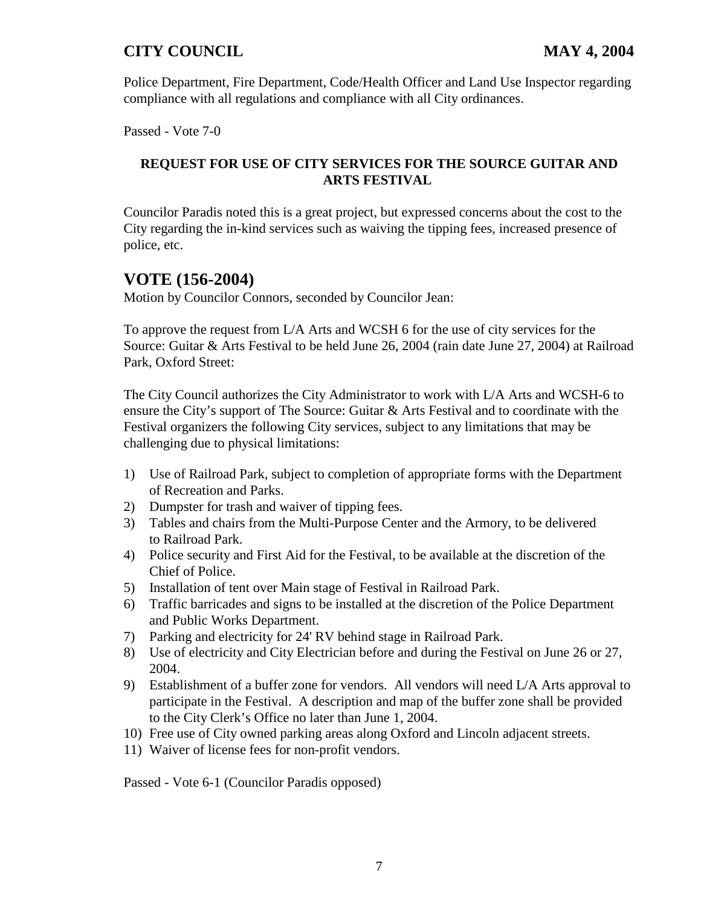Police Department, Fire Department, Code/Health Officer and Land Use Inspector regarding compliance with all regulations and compliance with all City ordinances.

Passed - Vote 7-0

### REQUEST FOR USE OF CITY SERVICES FOR THE SOURCE GUITAR AND ARTS FESTIVAL

Councilor Paradis noted this is a great project, but expressed concerns about the cost to the City regarding the in-kind services such as waiving the tipping fees, increased presence of police, etc.

## VOTE (156-2004)

Motion by Councilor Connors, seconded by Councilor Jean:

To approve the request from L/A Arts and WCSH 6 for the use of city services for the Source: Guitar & Arts Festival to be held June 26, 2004 (rain date June 27, 2004) at Railroad Park, Oxford Street:

The City Council authorizes the City Administrator to work with L/A Arts and WCSH-6 to ensure the City's support of The Source: Guitar & Arts Festival and to coordinate with the Festival organizers the following City services, subject to any limitations that may be challenging due to physical limitations:

1) Use of Railroad Park, subject to completion of appropriate forms with the Department of Recreation and Parks.
2) Dumpster for trash and waiver of tipping fees.
3) Tables and chairs from the Multi-Purpose Center and the Armory, to be delivered to Railroad Park.
4) Police security and First Aid for the Festival, to be available at the discretion of the Chief of Police.
5) Installation of tent over Main stage of Festival in Railroad Park.
6) Traffic barricades and signs to be installed at the discretion of the Police Department and Public Works Department.
7) Parking and electricity for 24' RV behind stage in Railroad Park.
8) Use of electricity and City Electrician before and during the Festival on June 26 or 27, 2004.
9) Establishment of a buffer zone for vendors. All vendors will need L/A Arts approval to participate in the Festival. A description and map of the buffer zone shall be provided to the City Clerk's Office no later than June 1, 2004.
10) Free use of City owned parking areas along Oxford and Lincoln adjacent streets.
11) Waiver of license fees for non-profit vendors.

Passed - Vote 6-1 (Councilor Paradis opposed)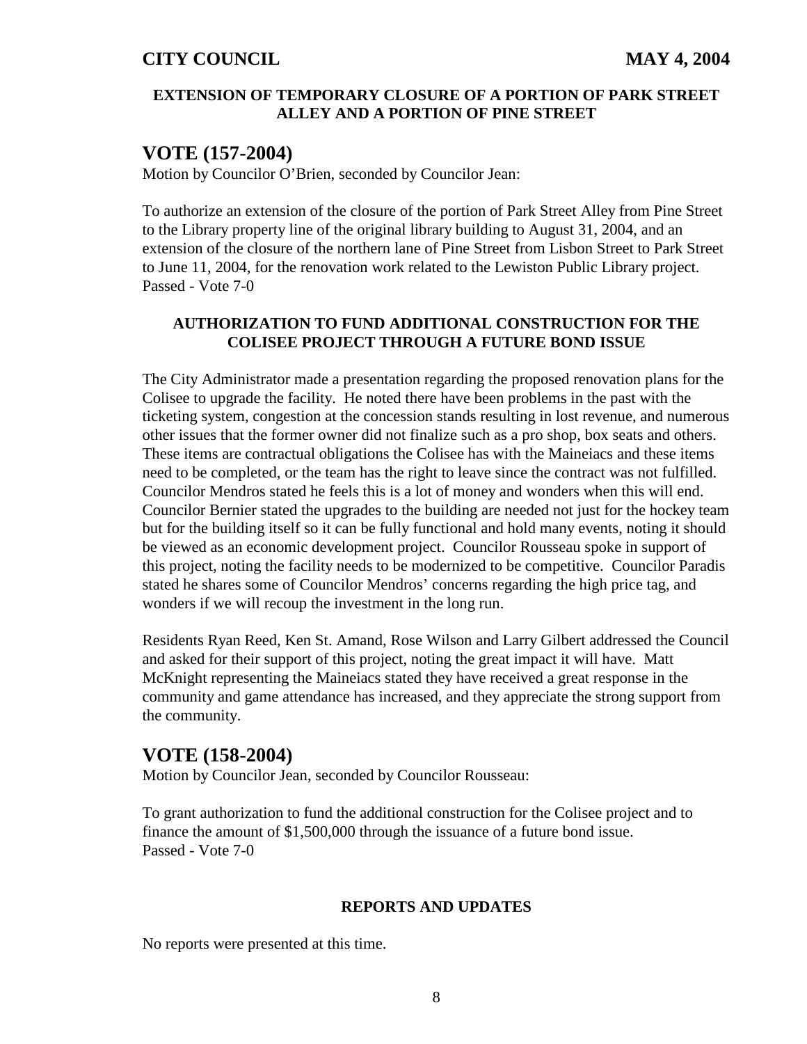**EXTENSION OF TEMPORARY CLOSURE OF A PORTION OF PARK STREET ALLEY AND A PORTION OF PINE STREET**

## VOTE (157-2004)

Motion by Councilor O'Brien, seconded by Councilor Jean:

To authorize an extension of the closure of the portion of Park Street Alley from Pine Street to the Library property line of the original library building to August 31, 2004, and an extension of the closure of the northern lane of Pine Street from Lisbon Street to Park Street to June 11, 2004, for the renovation work related to the Lewiston Public Library project.
Passed - Vote 7-0

**AUTHORIZATION TO FUND ADDITIONAL CONSTRUCTION FOR THE COLISEE PROJECT THROUGH A FUTURE BOND ISSUE**

The City Administrator made a presentation regarding the proposed renovation plans for the Colisee to upgrade the facility. He noted there have been problems in the past with the ticketing system, congestion at the concession stands resulting in lost revenue, and numerous other issues that the former owner did not finalize such as a pro shop, box seats and others. These items are contractual obligations the Colisee has with the Maineiacs and these items need to be completed, or the team has the right to leave since the contract was not fulfilled. Councilor Mendros stated he feels this is a lot of money and wonders when this will end. Councilor Bernier stated the upgrades to the building are needed not just for the hockey team but for the building itself so it can be fully functional and hold many events, noting it should be viewed as an economic development project. Councilor Rousseau spoke in support of this project, noting the facility needs to be modernized to be competitive. Councilor Paradis stated he shares some of Councilor Mendros' concerns regarding the high price tag, and wonders if we will recoup the investment in the long run.

Residents Ryan Reed, Ken St. Amand, Rose Wilson and Larry Gilbert addressed the Council and asked for their support of this project, noting the great impact it will have. Matt McKnight representing the Maineiacs stated they have received a great response in the community and game attendance has increased, and they appreciate the strong support from the community.

## VOTE (158-2004)

Motion by Councilor Jean, seconded by Councilor Rousseau:

To grant authorization to fund the additional construction for the Colisee project and to finance the amount of $1,500,000 through the issuance of a future bond issue.
Passed - Vote 7-0

**REPORTS AND UPDATES**

No reports were presented at this time.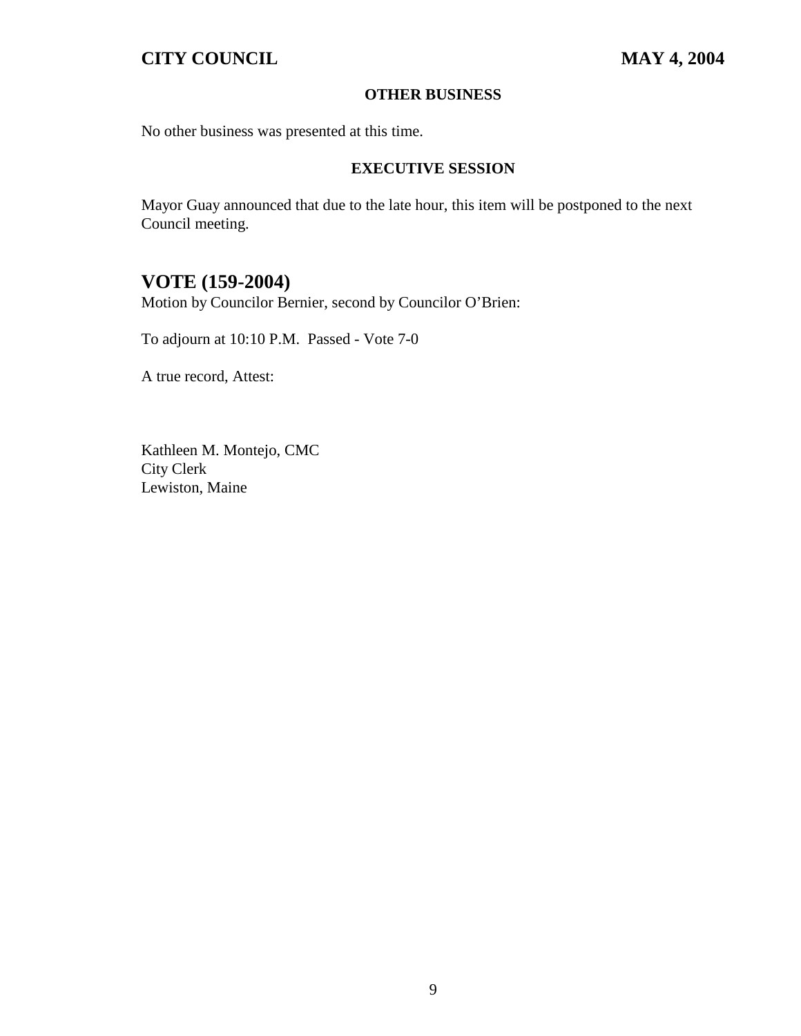**OTHER BUSINESS**

No other business was presented at this time.

**EXECUTIVE SESSION**

Mayor Guay announced that due to the late hour, this item will be postponed to the next Council meeting.

## VOTE (159-2004)

Motion by Councilor Bernier, second by Councilor O'Brien:

To adjourn at 10:10 P.M. Passed - Vote 7-0

A true record, Attest:

Kathleen M. Montejo, CMC
City Clerk
Lewiston, Maine